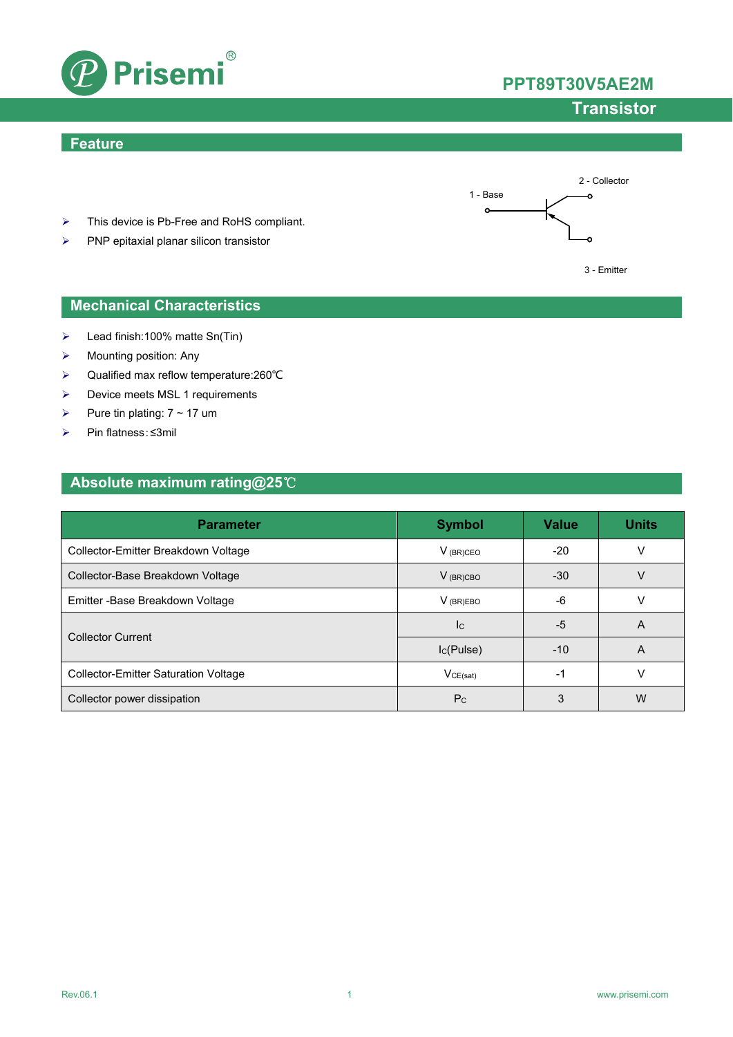# PPT89T30V5AE2M

## Transistor

## Feature

- This device is Pb-Free and RoHS compliant.
- PNP epitaxial planar silicon transistor

2 - Collector

1 - Base

3 - Emitter

## Mechanical Characteristics

- Lead finish:100% matte Sn(Tin)
- Mounting position: Any
- Qualified max reflow temperature:260℃
- Device meets MSL 1 requirements
- Pure tin plating: 7 ~ 17 um
- Pin flatness:≤3mil

## Absolute maximum rating@25℃

| Parameter | Symbol | Value | Units |
|---|---|---|---|
| Collector-Emitter Breakdown Voltage | $V_{(BR)CEO}$ | -20 | V |
| Collector-Base Breakdown Voltage | $V_{(BR)CBO}$ | -30 | V |
| Emitter -Base Breakdown Voltage | $V_{(BR)EBO}$ | -6 | V |
| Collector Current | $I_C$ | -5 | A |
| | $I_C$(Pulse) | -10 | A |
| Collector-Emitter Saturation Voltage | $V_{CE(sat)}$ | -1 | V |
| Collector power dissipation | $P_C$ | 3 | W |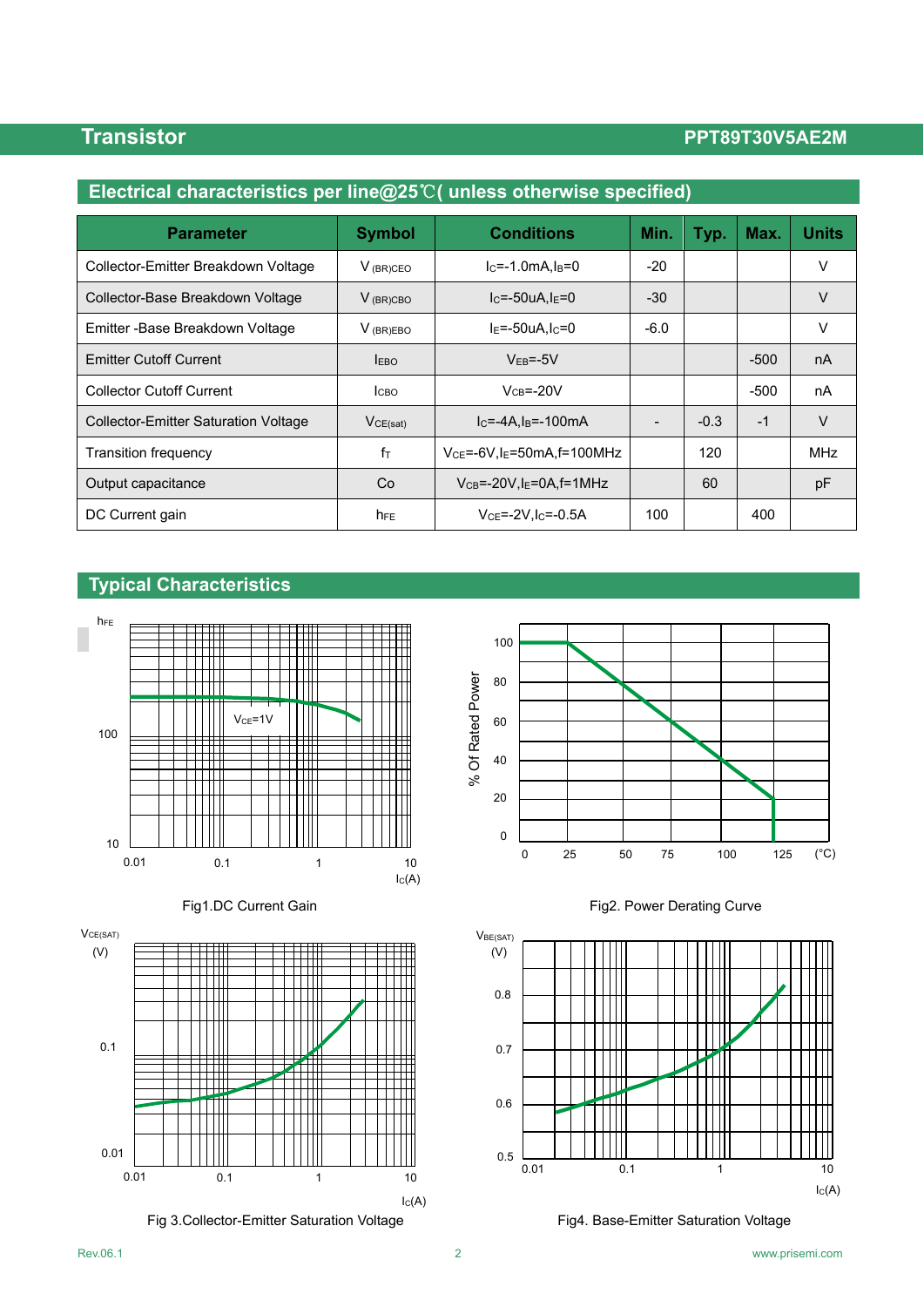## Electrical characteristics per line@25℃( unless otherwise specified)

| Parameter | Symbol | Conditions | Min. | Typ. | Max. | Units |
|---|---|---|---|---|---|---|
| Collector-Emitter Breakdown Voltage | $V_{(BR)CEO}$ | $I_C$=-1.0mA,$I_B$=0 | -20 | | | V |
| Collector-Base Breakdown Voltage | $V_{(BR)CBO}$ | $I_C$=-50uA,$I_E$=0 | -30 | | | V |
| Emitter -Base Breakdown Voltage | $V_{(BR)EBO}$ | $I_E$=-50uA,$I_C$=0 | -6.0 | | | V |
| Emitter Cutoff Current | $I_{EBO}$ | $V_{EB}$=-5V | | | -500 | nA |
| Collector Cutoff Current | $I_{CBO}$ | $V_{CB}$=-20V | | | -500 | nA |
| Collector-Emitter Saturation Voltage | $V_{CE(sat)}$ | $I_C$=-4A,$I_B$=-100mA | - | -0.3 | -1 | V |
| Transition frequency | $f_T$ | $V_{CE}$=-6V,$I_E$=50mA,f=100MHz | | 120 | | MHz |
| Output capacitance | Co | $V_{CB}$=-20V,$I_E$=0A,f=1MHz | | 60 | | pF |
| DC Current gain | $h_{FE}$ | $V_{CE}$=-2V,$I_C$=-0.5A | 100 | | 400 | |

## Typical Characteristics

Fig1.DC Current Gain

Fig2. Power Derating Curve

Fig 3.Collector-Emitter Saturation Voltage

Fig4. Base-Emitter Saturation Voltage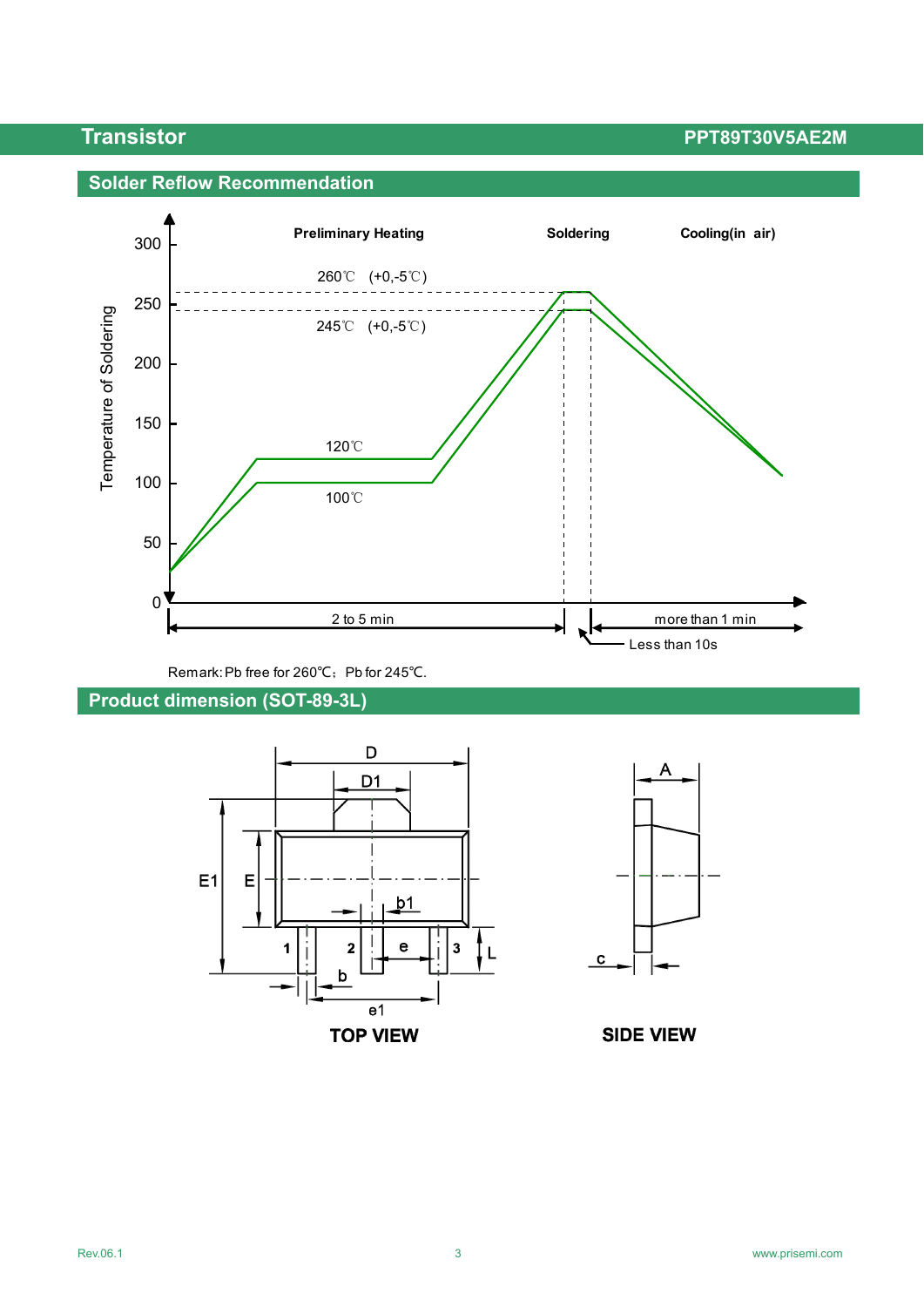## Solder Reflow Recommendation

Preliminary Heating | Soldering | Cooling(in air)

Temperature of Soldering

260℃ (+0,-5℃)

245℃ (+0,-5℃)

120℃

100℃

2 to 5 min

more than 1 min

Less than 10s

Remark: Pb free for 260℃; Pb for 245℃.

## Product dimension (SOT-89-3L)

**TOP VIEW**

**SIDE VIEW**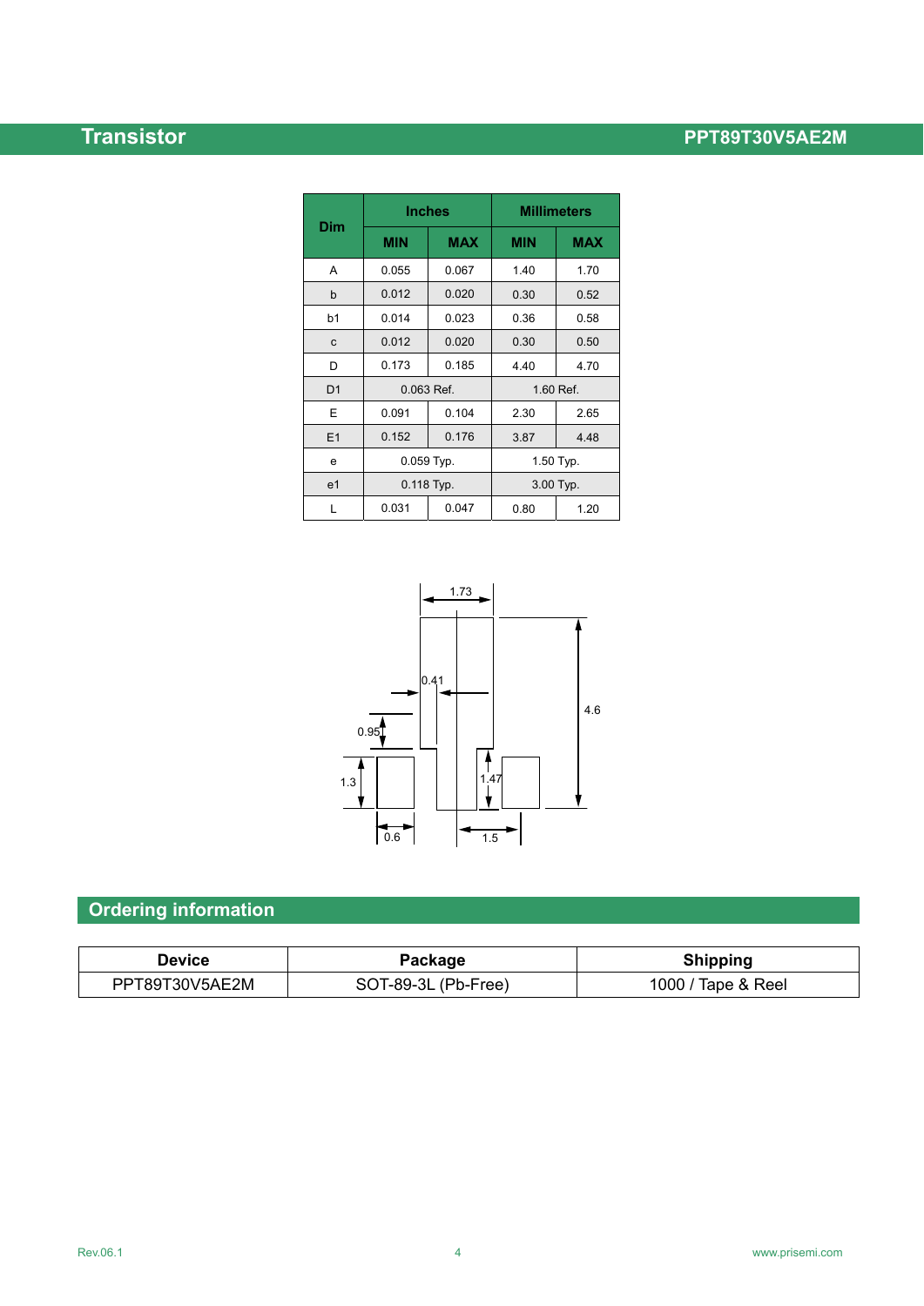| Dim | Inches | | Millimeters | |
|---|---|---|---|---|
| | MIN | MAX | MIN | MAX |
| A | 0.055 | 0.067 | 1.40 | 1.70 |
| b | 0.012 | 0.020 | 0.30 | 0.52 |
| b1 | 0.014 | 0.023 | 0.36 | 0.58 |
| c | 0.012 | 0.020 | 0.30 | 0.50 |
| D | 0.173 | 0.185 | 4.40 | 4.70 |
| D1 | 0.063 Ref. | | 1.60 Ref. | |
| E | 0.091 | 0.104 | 2.30 | 2.65 |
| E1 | 0.152 | 0.176 | 3.87 | 4.48 |
| e | 0.059 Typ. | | 1.50 Typ. | |
| e1 | 0.118 Typ. | | 3.00 Typ. | |
| L | 0.031 | 0.047 | 0.80 | 1.20 |

1.73

0.41

4.6

0.95

1.3

1.47

0.6

1.5

## Ordering information

| Device | Package | Shipping |
|---|---|---|
| PPT89T30V5AE2M | SOT-89-3L (Pb-Free) | 1000 / Tape & Reel |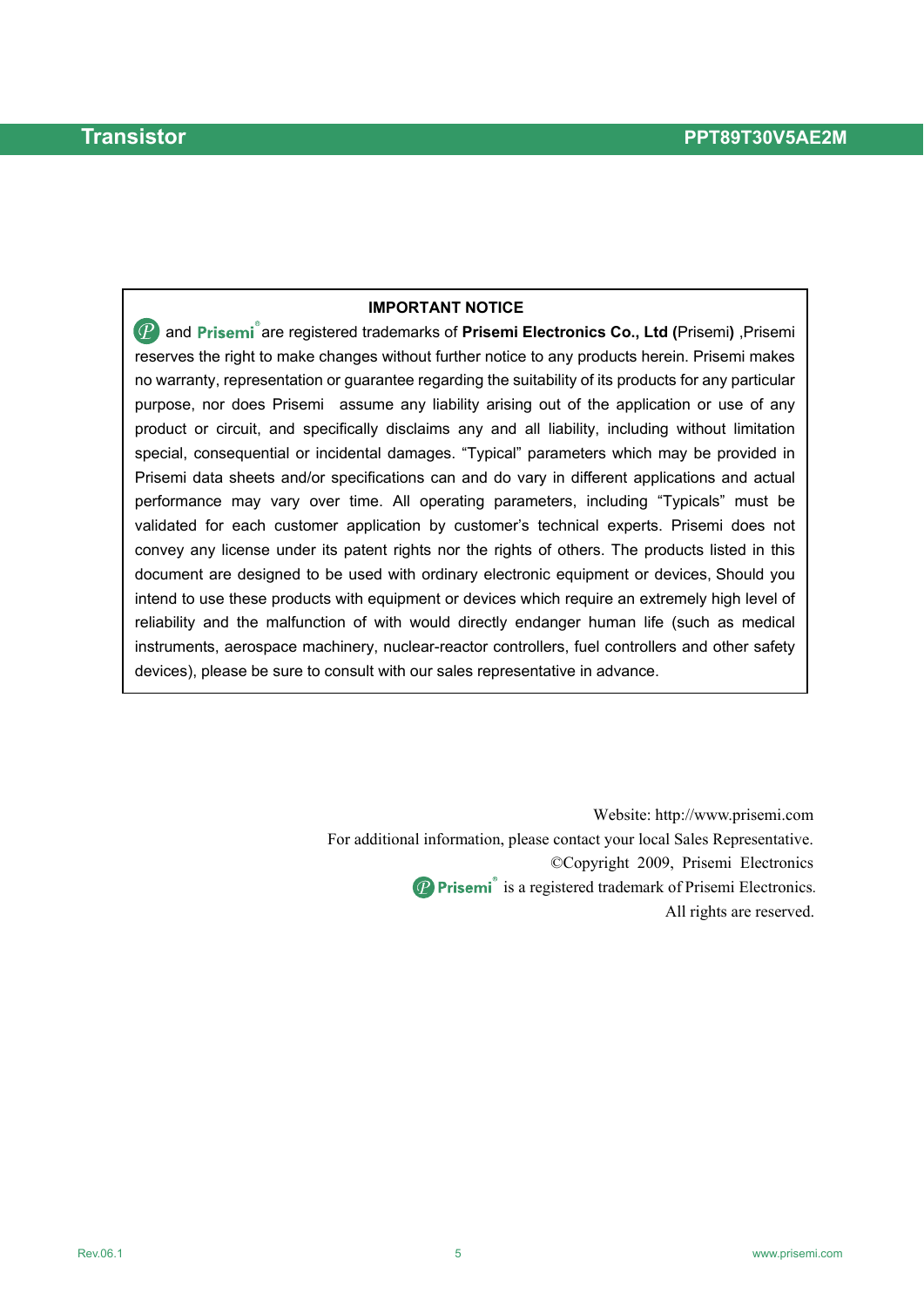**IMPORTANT NOTICE**

and **Prisemi**® are registered trademarks of **Prisemi Electronics Co., Ltd (**Prisemi**)** ,Prisemi reserves the right to make changes without further notice to any products herein. Prisemi makes no warranty, representation or guarantee regarding the suitability of its products for any particular purpose, nor does Prisemi assume any liability arising out of the application or use of any product or circuit, and specifically disclaims any and all liability, including without limitation special, consequential or incidental damages. "Typical" parameters which may be provided in Prisemi data sheets and/or specifications can and do vary in different applications and actual performance may vary over time. All operating parameters, including "Typicals" must be validated for each customer application by customer's technical experts. Prisemi does not convey any license under its patent rights nor the rights of others. The products listed in this document are designed to be used with ordinary electronic equipment or devices, Should you intend to use these products with equipment or devices which require an extremely high level of reliability and the malfunction of with would directly endanger human life (such as medical instruments, aerospace machinery, nuclear-reactor controllers, fuel controllers and other safety devices), please be sure to consult with our sales representative in advance.

Website: http://www.prisemi.com
For additional information, please contact your local Sales Representative.
©Copyright 2009, Prisemi Electronics
Prisemi® is a registered trademark of Prisemi Electronics.
All rights are reserved.